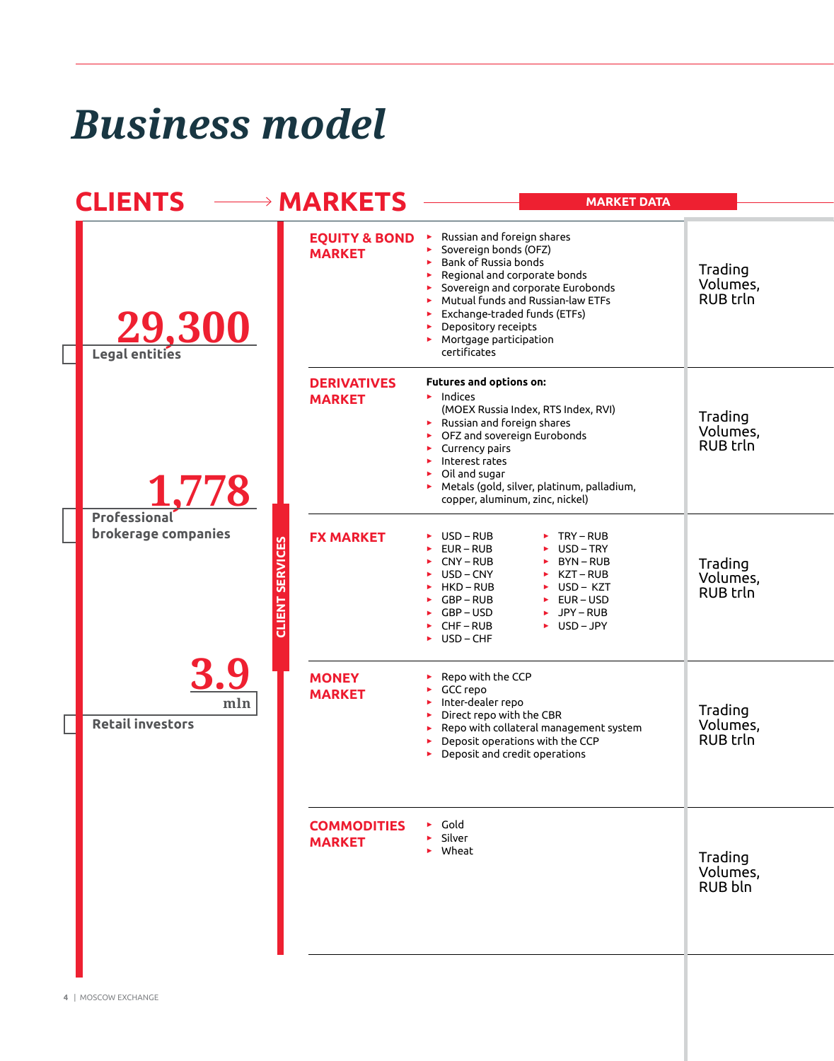# Business model

## CLIENTS → MARKETS

**29,300**
Legal entities

**1,778**
Professional brokerage companies

**3.9 mln**
Retail investors

CLIENT SERVICES

| MARKETS | | MARKET DATA |
|---|---|---|
| **EQUITY & BOND MARKET** | ▸ Russian and foreign shares<br>▸ Sovereign bonds (OFZ)<br>▸ Bank of Russia bonds<br>▸ Regional and corporate bonds<br>▸ Sovereign and corporate Eurobonds<br>▸ Mutual funds and Russian-law ETFs<br>▸ Exchange-traded funds (ETFs)<br>▸ Depository receipts<br>▸ Mortgage participation certificates | Trading Volumes, RUB trln |
| **DERIVATIVES MARKET** | **Futures and options on:**<br>▸ Indices (MOEX Russia Index, RTS Index, RVI)<br>▸ Russian and foreign shares<br>▸ OFZ and sovereign Eurobonds<br>▸ Currency pairs<br>▸ Interest rates<br>▸ Oil and sugar<br>▸ Metals (gold, silver, platinum, palladium, copper, aluminum, zinc, nickel) | Trading Volumes, RUB trln |
| **FX MARKET** | ▸ USD – RUB<br>▸ EUR – RUB<br>▸ CNY – RUB<br>▸ USD – CNY<br>▸ HKD – RUB<br>▸ GBP – RUB<br>▸ GBP – USD<br>▸ CHF – RUB<br>▸ USD – CHF<br>▸ TRY – RUB<br>▸ USD – TRY<br>▸ BYN – RUB<br>▸ KZT – RUB<br>▸ USD – KZT<br>▸ EUR – USD<br>▸ JPY – RUB<br>▸ USD – JPY | Trading Volumes, RUB trln |
| **MONEY MARKET** | ▸ Repo with the CCP<br>▸ GCC repo<br>▸ Inter-dealer repo<br>▸ Direct repo with the CBR<br>▸ Repo with collateral management system<br>▸ Deposit operations with the CCP<br>▸ Deposit and credit operations | Trading Volumes, RUB trln |
| **COMMODITIES MARKET** | ▸ Gold<br>▸ Silver<br>▸ Wheat | Trading Volumes, RUB bln |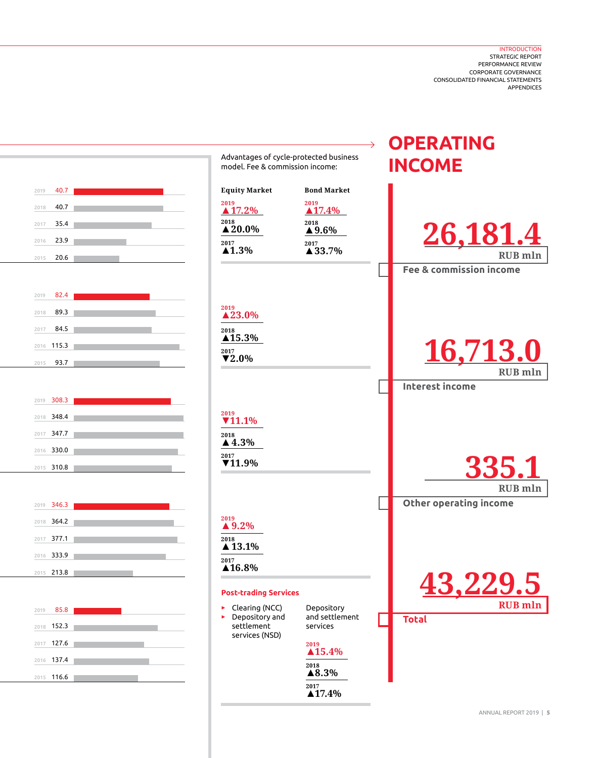# OPERATING INCOME

2019 40.7
2018 40.7
2017 35.4
2016 23.9
2015 20.6

2019 82.4
2018 89.3
2017 84.5
2016 115.3
2015 93.7

2019 308.3
2018 348.4
2017 347.7
2016 330.0
2015 310.8

2019 346.3
2018 364.2
2017 377.1
2016 333.9
2015 213.8

2019 85.8
2018 152.3
2017 127.6
2016 137.4
2015 116.6

Advantages of cycle-protected business model. Fee & commission income:

**Equity Market**

2019 ▲17.2%
2018 ▲20.0%
2017 ▲1.3%

**Bond Market**

2019 ▲17.4%
2018 ▲9.6%
2017 ▲33.7%

2019 ▲23.0%
2018 ▲15.3%
2017 ▼2.0%

2019 ▼11.1%
2018 ▲4.3%
2017 ▼11.9%

2019 ▲9.2%
2018 ▲13.1%
2017 ▲16.8%

**Post-trading Services**

- Clearing (NCC)
- Depository and settlement services (NSD)

Depository and settlement services

2019 ▲15.4%
2018 ▲8.3%
2017 ▲17.4%

**26,181.4** RUB mln
Fee & commission income

**16,713.0** RUB mln
Interest income

**335.1** RUB mln
Other operating income

**43,229.5** RUB mln
Total